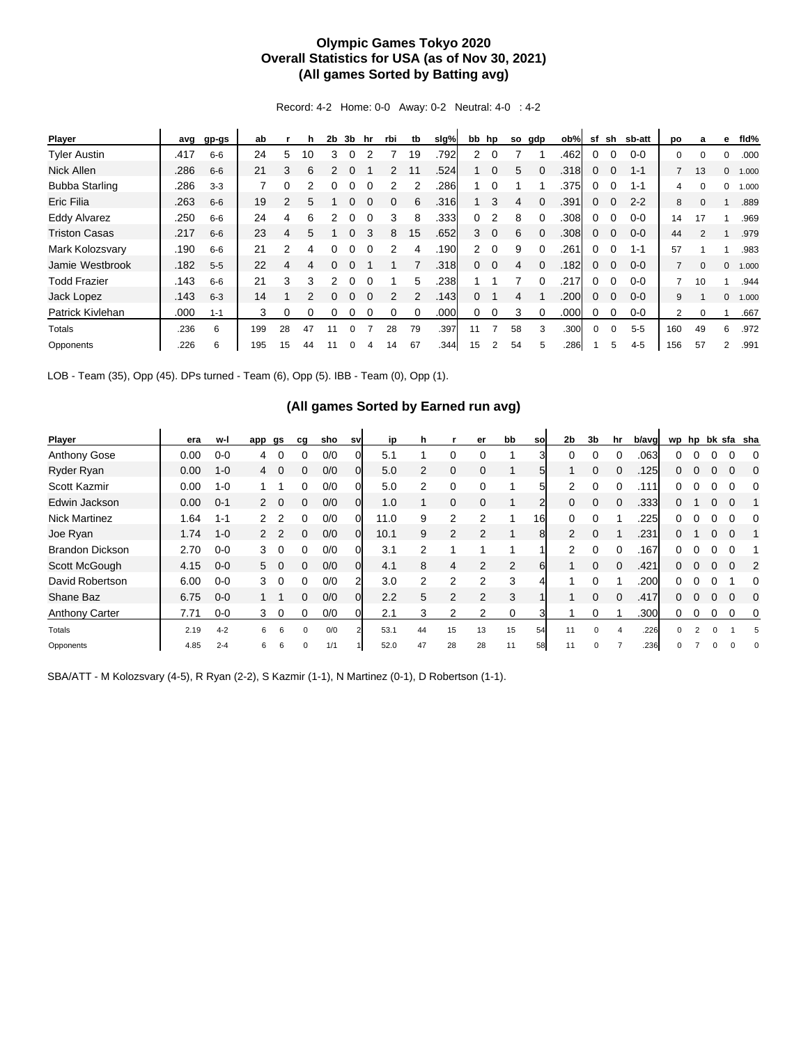# Olympic Games Tokyo 2020
## Overall Statistics for USA (as of Nov 30, 2021)
### (All games Sorted by Batting avg)

Record: 4-2 Home: 0-0 Away: 0-2 Neutral: 4-0 : 4-2

| Player | avg | gp-gs | ab | r | h | 2b | 3b | hr | rbi | tb | slg% | bb | hp | so | gdp | ob% | sf | sh | sb-att | po | a | e | fld% |
|---|---|---|---|---|---|---|---|---|---|---|---|---|---|---|---|---|---|---|---|---|---|---|---|
| Tyler Austin | .417 | 6-6 | 24 | 5 | 10 | 3 | 0 | 2 | 7 | 19 | .792 | 2 | 0 | 7 | 1 | .462 | 0 | 0 | 0-0 | 0 | 0 | 0 | .000 |
| Nick Allen | .286 | 6-6 | 21 | 3 | 6 | 2 | 0 | 1 | 2 | 11 | .524 | 1 | 0 | 5 | 0 | .318 | 0 | 0 | 1-1 | 7 | 13 | 0 | 1.000 |
| Bubba Starling | .286 | 3-3 | 7 | 0 | 2 | 0 | 0 | 0 | 2 | 2 | .286 | 1 | 0 | 1 | 1 | .375 | 0 | 0 | 1-1 | 4 | 0 | 0 | 1.000 |
| Eric Filia | .263 | 6-6 | 19 | 2 | 5 | 1 | 0 | 0 | 0 | 6 | .316 | 1 | 3 | 4 | 0 | .391 | 0 | 0 | 2-2 | 8 | 0 | 1 | .889 |
| Eddy Alvarez | .250 | 6-6 | 24 | 4 | 6 | 2 | 0 | 0 | 3 | 8 | .333 | 0 | 2 | 8 | 0 | .308 | 0 | 0 | 0-0 | 14 | 17 | 1 | .969 |
| Triston Casas | .217 | 6-6 | 23 | 4 | 5 | 1 | 0 | 3 | 8 | 15 | .652 | 3 | 0 | 6 | 0 | .308 | 0 | 0 | 0-0 | 44 | 2 | 1 | .979 |
| Mark Kolozsvary | .190 | 6-6 | 21 | 2 | 4 | 0 | 0 | 0 | 2 | 4 | .190 | 2 | 0 | 9 | 0 | .261 | 0 | 0 | 1-1 | 57 | 1 | 1 | .983 |
| Jamie Westbrook | .182 | 5-5 | 22 | 4 | 4 | 0 | 0 | 1 | 1 | 7 | .318 | 0 | 0 | 4 | 0 | .182 | 0 | 0 | 0-0 | 7 | 0 | 0 | 1.000 |
| Todd Frazier | .143 | 6-6 | 21 | 3 | 3 | 2 | 0 | 0 | 1 | 5 | .238 | 1 | 1 | 7 | 0 | .217 | 0 | 0 | 0-0 | 7 | 10 | 1 | .944 |
| Jack Lopez | .143 | 6-3 | 14 | 1 | 2 | 0 | 0 | 0 | 2 | 2 | .143 | 0 | 1 | 4 | 1 | .200 | 0 | 0 | 0-0 | 9 | 1 | 0 | 1.000 |
| Patrick Kivlehan | .000 | 1-1 | 3 | 0 | 0 | 0 | 0 | 0 | 0 | 0 | .000 | 0 | 0 | 3 | 0 | .000 | 0 | 0 | 0-0 | 2 | 0 | 1 | .667 |
| Totals | .236 | 6 | 199 | 28 | 47 | 11 | 0 | 7 | 28 | 79 | .397 | 11 | 7 | 58 | 3 | .300 | 0 | 0 | 5-5 | 160 | 49 | 6 | .972 |
| Opponents | .226 | 6 | 195 | 15 | 44 | 11 | 0 | 4 | 14 | 67 | .344 | 15 | 2 | 54 | 5 | .286 | 1 | 5 | 4-5 | 156 | 57 | 2 | .991 |

LOB - Team (35), Opp (45). DPs turned - Team (6), Opp (5). IBB - Team (0), Opp (1).

### (All games Sorted by Earned run avg)

| Player | era | w-l | app | gs | cg | sho | sv | ip | h | r | er | bb | so | 2b | 3b | hr | b/avg | wp | hp | bk | sfa | sha |
|---|---|---|---|---|---|---|---|---|---|---|---|---|---|---|---|---|---|---|---|---|---|---|
| Anthony Gose | 0.00 | 0-0 | 4 | 0 | 0 | 0/0 | 0 | 5.1 | 1 | 0 | 0 | 1 | 3 | 0 | 0 | 0 | .063 | 0 | 0 | 0 | 0 | 0 |
| Ryder Ryan | 0.00 | 1-0 | 4 | 0 | 0 | 0/0 | 0 | 5.0 | 2 | 0 | 0 | 1 | 5 | 1 | 0 | 0 | .125 | 0 | 0 | 0 | 0 | 0 |
| Scott Kazmir | 0.00 | 1-0 | 1 | 1 | 0 | 0/0 | 0 | 5.0 | 2 | 0 | 0 | 1 | 5 | 2 | 0 | 0 | .111 | 0 | 0 | 0 | 0 | 0 |
| Edwin Jackson | 0.00 | 0-1 | 2 | 0 | 0 | 0/0 | 0 | 1.0 | 1 | 0 | 0 | 1 | 2 | 0 | 0 | 0 | .333 | 0 | 1 | 0 | 0 | 1 |
| Nick Martinez | 1.64 | 1-1 | 2 | 2 | 0 | 0/0 | 0 | 11.0 | 9 | 2 | 2 | 1 | 16 | 0 | 0 | 1 | .225 | 0 | 0 | 0 | 0 | 0 |
| Joe Ryan | 1.74 | 1-0 | 2 | 2 | 0 | 0/0 | 0 | 10.1 | 9 | 2 | 2 | 1 | 8 | 2 | 0 | 1 | .231 | 0 | 1 | 0 | 0 | 1 |
| Brandon Dickson | 2.70 | 0-0 | 3 | 0 | 0 | 0/0 | 0 | 3.1 | 2 | 1 | 1 | 1 | 1 | 2 | 0 | 0 | .167 | 0 | 0 | 0 | 0 | 1 |
| Scott McGough | 4.15 | 0-0 | 5 | 0 | 0 | 0/0 | 0 | 4.1 | 8 | 4 | 2 | 2 | 6 | 1 | 0 | 0 | .421 | 0 | 0 | 0 | 0 | 2 |
| David Robertson | 6.00 | 0-0 | 3 | 0 | 0 | 0/0 | 2 | 3.0 | 2 | 2 | 2 | 3 | 4 | 1 | 0 | 1 | .200 | 0 | 0 | 0 | 1 | 0 |
| Shane Baz | 6.75 | 0-0 | 1 | 1 | 0 | 0/0 | 0 | 2.2 | 5 | 2 | 2 | 3 | 1 | 1 | 0 | 0 | .417 | 0 | 0 | 0 | 0 | 0 |
| Anthony Carter | 7.71 | 0-0 | 3 | 0 | 0 | 0/0 | 0 | 2.1 | 3 | 2 | 2 | 0 | 3 | 1 | 0 | 1 | .300 | 0 | 0 | 0 | 0 | 0 |
| Totals | 2.19 | 4-2 | 6 | 6 | 0 | 0/0 | 2 | 53.1 | 44 | 15 | 13 | 15 | 54 | 11 | 0 | 4 | .226 | 0 | 2 | 0 | 1 | 5 |
| Opponents | 4.85 | 2-4 | 6 | 6 | 0 | 1/1 | 1 | 52.0 | 47 | 28 | 28 | 11 | 58 | 11 | 0 | 7 | .236 | 0 | 7 | 0 | 0 | 0 |

SBA/ATT - M Kolozsvary (4-5), R Ryan (2-2), S Kazmir (1-1), N Martinez (0-1), D Robertson (1-1).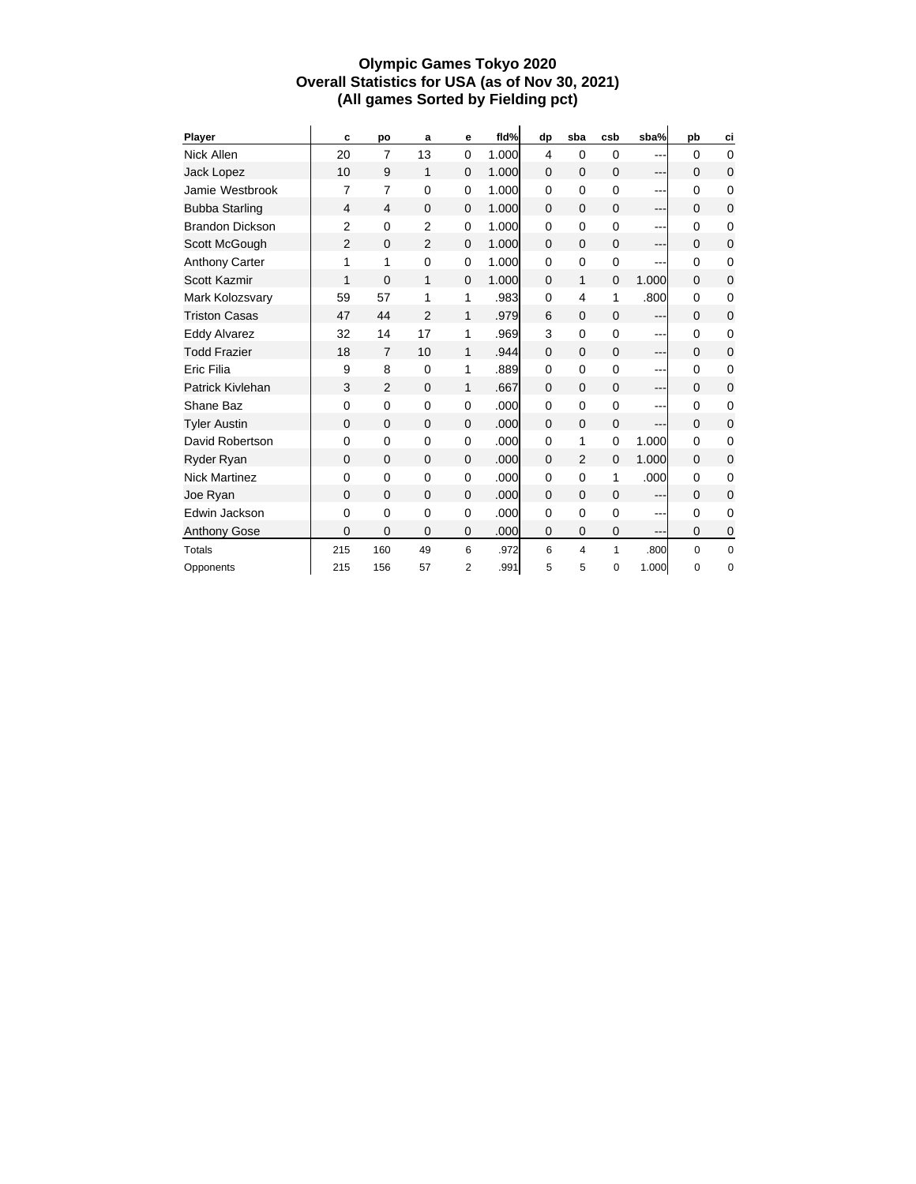**Olympic Games Tokyo 2020**
**Overall Statistics for USA (as of Nov 30, 2021)**
**(All games Sorted by Fielding pct)**

| Player | c | po | a | e | fld% | dp | sba | csb | sba% | pb | ci |
|---|---|---|---|---|---|---|---|---|---|---|---|
| Nick Allen | 20 | 7 | 13 | 0 | 1.000 | 4 | 0 | 0 | --- | 0 | 0 |
| Jack Lopez | 10 | 9 | 1 | 0 | 1.000 | 0 | 0 | 0 | --- | 0 | 0 |
| Jamie Westbrook | 7 | 7 | 0 | 0 | 1.000 | 0 | 0 | 0 | --- | 0 | 0 |
| Bubba Starling | 4 | 4 | 0 | 0 | 1.000 | 0 | 0 | 0 | --- | 0 | 0 |
| Brandon Dickson | 2 | 0 | 2 | 0 | 1.000 | 0 | 0 | 0 | --- | 0 | 0 |
| Scott McGough | 2 | 0 | 2 | 0 | 1.000 | 0 | 0 | 0 | --- | 0 | 0 |
| Anthony Carter | 1 | 1 | 0 | 0 | 1.000 | 0 | 0 | 0 | --- | 0 | 0 |
| Scott Kazmir | 1 | 0 | 1 | 0 | 1.000 | 0 | 1 | 0 | 1.000 | 0 | 0 |
| Mark Kolozsvary | 59 | 57 | 1 | 1 | .983 | 0 | 4 | 1 | .800 | 0 | 0 |
| Triston Casas | 47 | 44 | 2 | 1 | .979 | 6 | 0 | 0 | --- | 0 | 0 |
| Eddy Alvarez | 32 | 14 | 17 | 1 | .969 | 3 | 0 | 0 | --- | 0 | 0 |
| Todd Frazier | 18 | 7 | 10 | 1 | .944 | 0 | 0 | 0 | --- | 0 | 0 |
| Eric Filia | 9 | 8 | 0 | 1 | .889 | 0 | 0 | 0 | --- | 0 | 0 |
| Patrick Kivlehan | 3 | 2 | 0 | 1 | .667 | 0 | 0 | 0 | --- | 0 | 0 |
| Shane Baz | 0 | 0 | 0 | 0 | .000 | 0 | 0 | 0 | --- | 0 | 0 |
| Tyler Austin | 0 | 0 | 0 | 0 | .000 | 0 | 0 | 0 | --- | 0 | 0 |
| David Robertson | 0 | 0 | 0 | 0 | .000 | 0 | 1 | 0 | 1.000 | 0 | 0 |
| Ryder Ryan | 0 | 0 | 0 | 0 | .000 | 0 | 2 | 0 | 1.000 | 0 | 0 |
| Nick Martinez | 0 | 0 | 0 | 0 | .000 | 0 | 0 | 1 | .000 | 0 | 0 |
| Joe Ryan | 0 | 0 | 0 | 0 | .000 | 0 | 0 | 0 | --- | 0 | 0 |
| Edwin Jackson | 0 | 0 | 0 | 0 | .000 | 0 | 0 | 0 | --- | 0 | 0 |
| Anthony Gose | 0 | 0 | 0 | 0 | .000 | 0 | 0 | 0 | --- | 0 | 0 |
| Totals | 215 | 160 | 49 | 6 | .972 | 6 | 4 | 1 | .800 | 0 | 0 |
| Opponents | 215 | 156 | 57 | 2 | .991 | 5 | 5 | 0 | 1.000 | 0 | 0 |